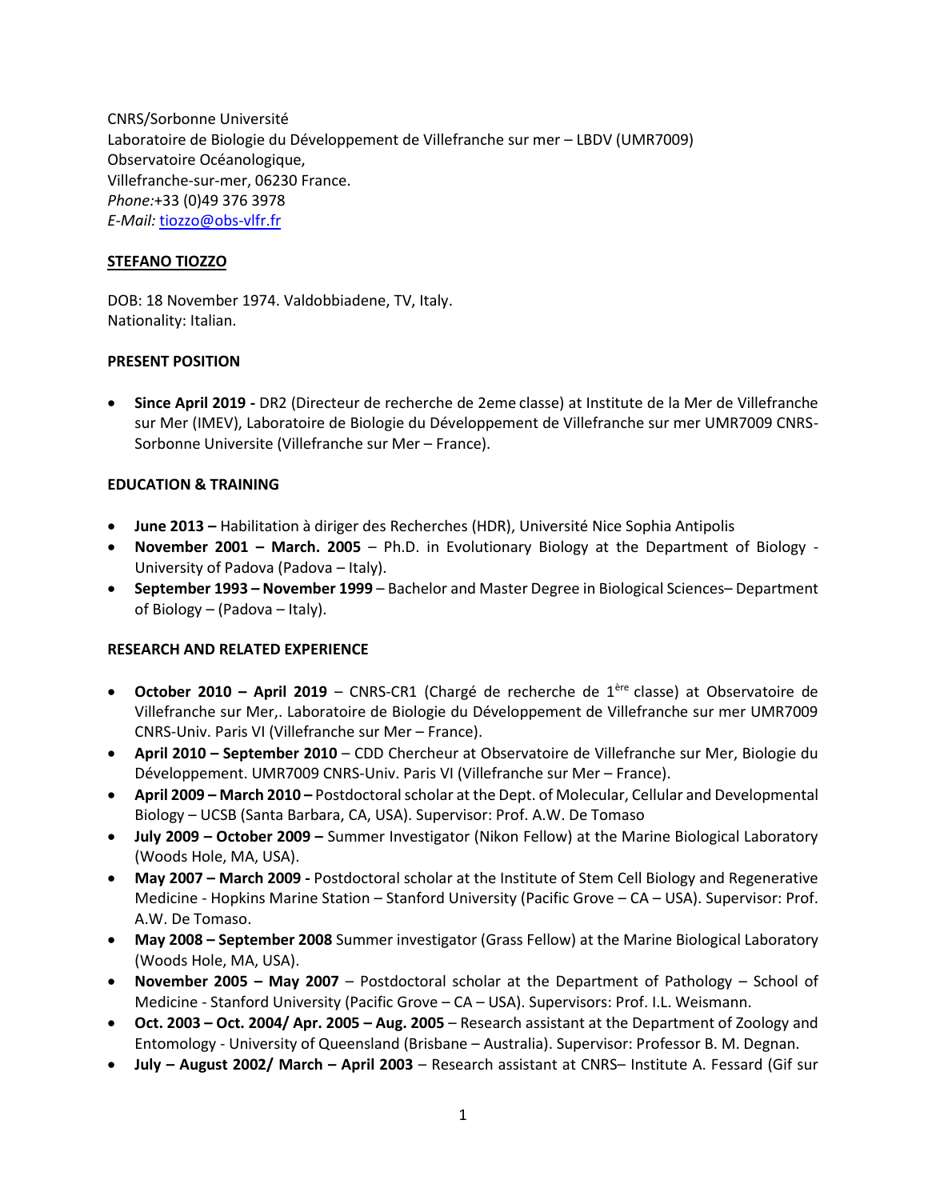CNRS/Sorbonne Université
Laboratoire de Biologie du Développement de Villefranche sur mer – LBDV (UMR7009)
Observatoire Océanologique,
Villefranche-sur-mer, 06230 France.
*Phone:*+33 (0)49 376 3978
*E-Mail:* tiozzo@obs-vlfr.fr

## STEFANO TIOZZO

DOB: 18 November 1974. Valdobbiadene, TV, Italy.
Nationality: Italian.

### PRESENT POSITION

- **Since April 2019 -** DR2 (Directeur de recherche de 2eme classe) at Institute de la Mer de Villefranche sur Mer (IMEV), Laboratoire de Biologie du Développement de Villefranche sur mer UMR7009 CNRS-Sorbonne Universite (Villefranche sur Mer – France).

### EDUCATION & TRAINING

- **June 2013 –** Habilitation à diriger des Recherches (HDR), Université Nice Sophia Antipolis
- **November 2001 – March. 2005** – Ph.D. in Evolutionary Biology at the Department of Biology - University of Padova (Padova – Italy).
- **September 1993 – November 1999** – Bachelor and Master Degree in Biological Sciences– Department of Biology – (Padova – Italy).

### RESEARCH AND RELATED EXPERIENCE

- **October 2010 – April 2019** – CNRS-CR1 (Chargé de recherche de 1ère classe) at Observatoire de Villefranche sur Mer,. Laboratoire de Biologie du Développement de Villefranche sur mer UMR7009 CNRS-Univ. Paris VI (Villefranche sur Mer – France).
- **April 2010 – September 2010** – CDD Chercheur at Observatoire de Villefranche sur Mer, Biologie du Développement. UMR7009 CNRS-Univ. Paris VI (Villefranche sur Mer – France).
- **April 2009 – March 2010 –** Postdoctoral scholar at the Dept. of Molecular, Cellular and Developmental Biology – UCSB (Santa Barbara, CA, USA). Supervisor: Prof. A.W. De Tomaso
- **July 2009 – October 2009 –** Summer Investigator (Nikon Fellow) at the Marine Biological Laboratory (Woods Hole, MA, USA).
- **May 2007 – March 2009 -** Postdoctoral scholar at the Institute of Stem Cell Biology and Regenerative Medicine - Hopkins Marine Station – Stanford University (Pacific Grove – CA – USA). Supervisor: Prof. A.W. De Tomaso.
- **May 2008 – September 2008** Summer investigator (Grass Fellow) at the Marine Biological Laboratory (Woods Hole, MA, USA).
- **November 2005 – May 2007** – Postdoctoral scholar at the Department of Pathology – School of Medicine - Stanford University (Pacific Grove – CA – USA). Supervisors: Prof. I.L. Weismann.
- **Oct. 2003 – Oct. 2004/ Apr. 2005 – Aug. 2005** – Research assistant at the Department of Zoology and Entomology - University of Queensland (Brisbane – Australia). Supervisor: Professor B. M. Degnan.
- **July – August 2002/ March – April 2003** – Research assistant at CNRS– Institute A. Fessard (Gif sur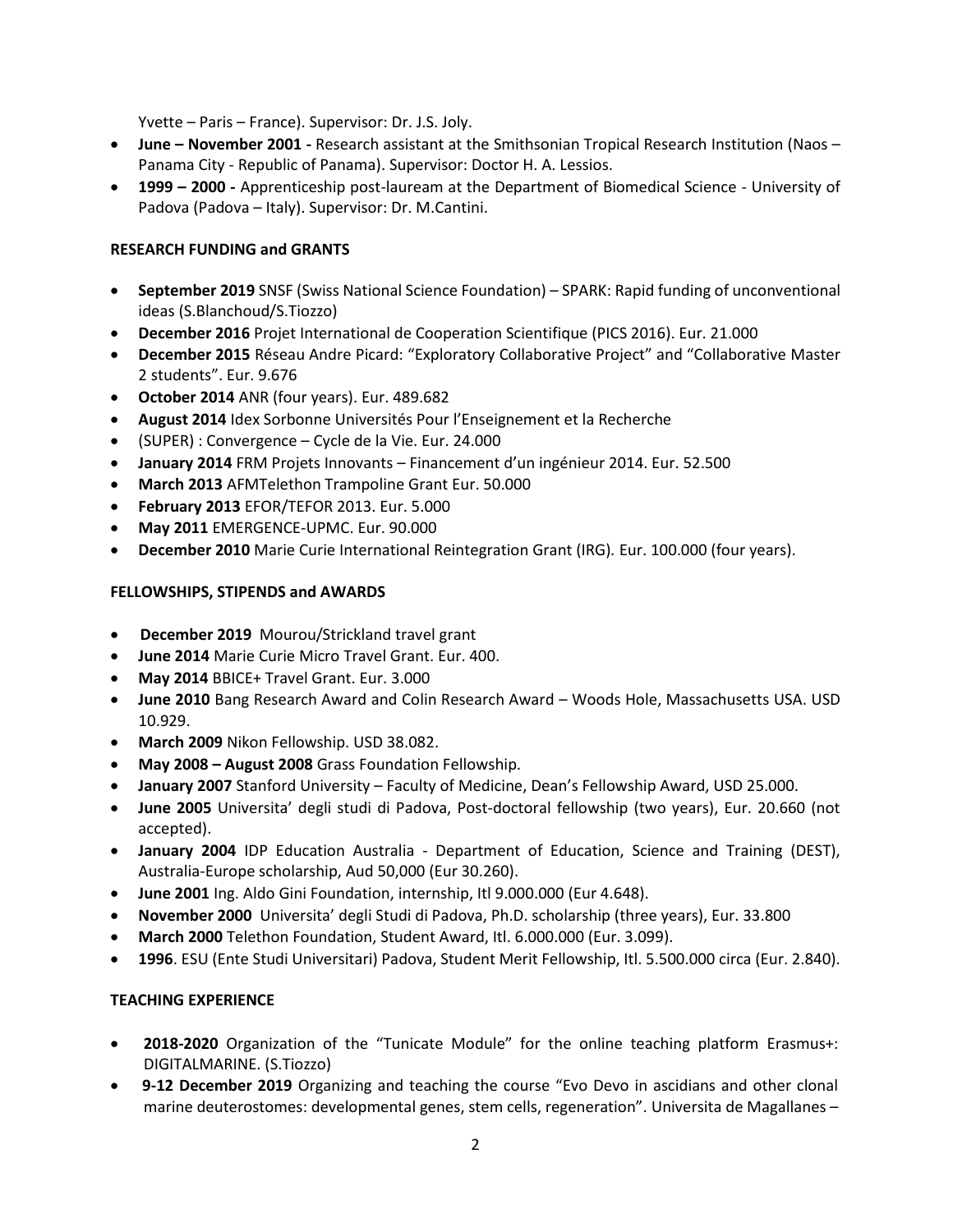Yvette – Paris – France). Supervisor: Dr. J.S. Joly.

- **June – November 2001 -** Research assistant at the Smithsonian Tropical Research Institution (Naos – Panama City - Republic of Panama). Supervisor: Doctor H. A. Lessios.
- **1999 – 2000 -** Apprenticeship post-lauream at the Department of Biomedical Science - University of Padova (Padova – Italy). Supervisor: Dr. M.Cantini.

**RESEARCH FUNDING and GRANTS**

- **September 2019** SNSF (Swiss National Science Foundation) – SPARK: Rapid funding of unconventional ideas (S.Blanchoud/S.Tiozzo)
- **December 2016** Projet International de Cooperation Scientifique (PICS 2016). Eur. 21.000
- **December 2015** Réseau Andre Picard: "Exploratory Collaborative Project" and "Collaborative Master 2 students". Eur. 9.676
- **October 2014** ANR (four years). Eur. 489.682
- **August 2014** Idex Sorbonne Universités Pour l'Enseignement et la Recherche
- (SUPER) : Convergence – Cycle de la Vie. Eur. 24.000
- **January 2014** FRM Projets Innovants – Financement d'un ingénieur 2014. Eur. 52.500
- **March 2013** AFMTelethon Trampoline Grant Eur. 50.000
- **February 2013** EFOR/TEFOR 2013. Eur. 5.000
- **May 2011** EMERGENCE-UPMC. Eur. 90.000
- **December 2010** Marie Curie International Reintegration Grant (IRG). Eur. 100.000 (four years).

**FELLOWSHIPS, STIPENDS and AWARDS**

- **December 2019** Mourou/Strickland travel grant
- **June 2014** Marie Curie Micro Travel Grant. Eur. 400.
- **May 2014** BBICE+ Travel Grant. Eur. 3.000
- **June 2010** Bang Research Award and Colin Research Award – Woods Hole, Massachusetts USA. USD 10.929.
- **March 2009** Nikon Fellowship. USD 38.082.
- **May 2008 – August 2008** Grass Foundation Fellowship.
- **January 2007** Stanford University – Faculty of Medicine, Dean's Fellowship Award, USD 25.000.
- **June 2005** Universita' degli studi di Padova, Post-doctoral fellowship (two years), Eur. 20.660 (not accepted).
- **January 2004** IDP Education Australia - Department of Education, Science and Training (DEST), Australia-Europe scholarship, Aud 50,000 (Eur 30.260).
- **June 2001** Ing. Aldo Gini Foundation, internship, Itl 9.000.000 (Eur 4.648).
- **November 2000** Universita' degli Studi di Padova, Ph.D. scholarship (three years), Eur. 33.800
- **March 2000** Telethon Foundation, Student Award, Itl. 6.000.000 (Eur. 3.099).
- **1996**. ESU (Ente Studi Universitari) Padova, Student Merit Fellowship, Itl. 5.500.000 circa (Eur. 2.840).

**TEACHING EXPERIENCE**

- **2018-2020** Organization of the "Tunicate Module" for the online teaching platform Erasmus+: DIGITALMARINE. (S.Tiozzo)
- **9-12 December 2019** Organizing and teaching the course "Evo Devo in ascidians and other clonal marine deuterostomes: developmental genes, stem cells, regeneration". Universita de Magallanes –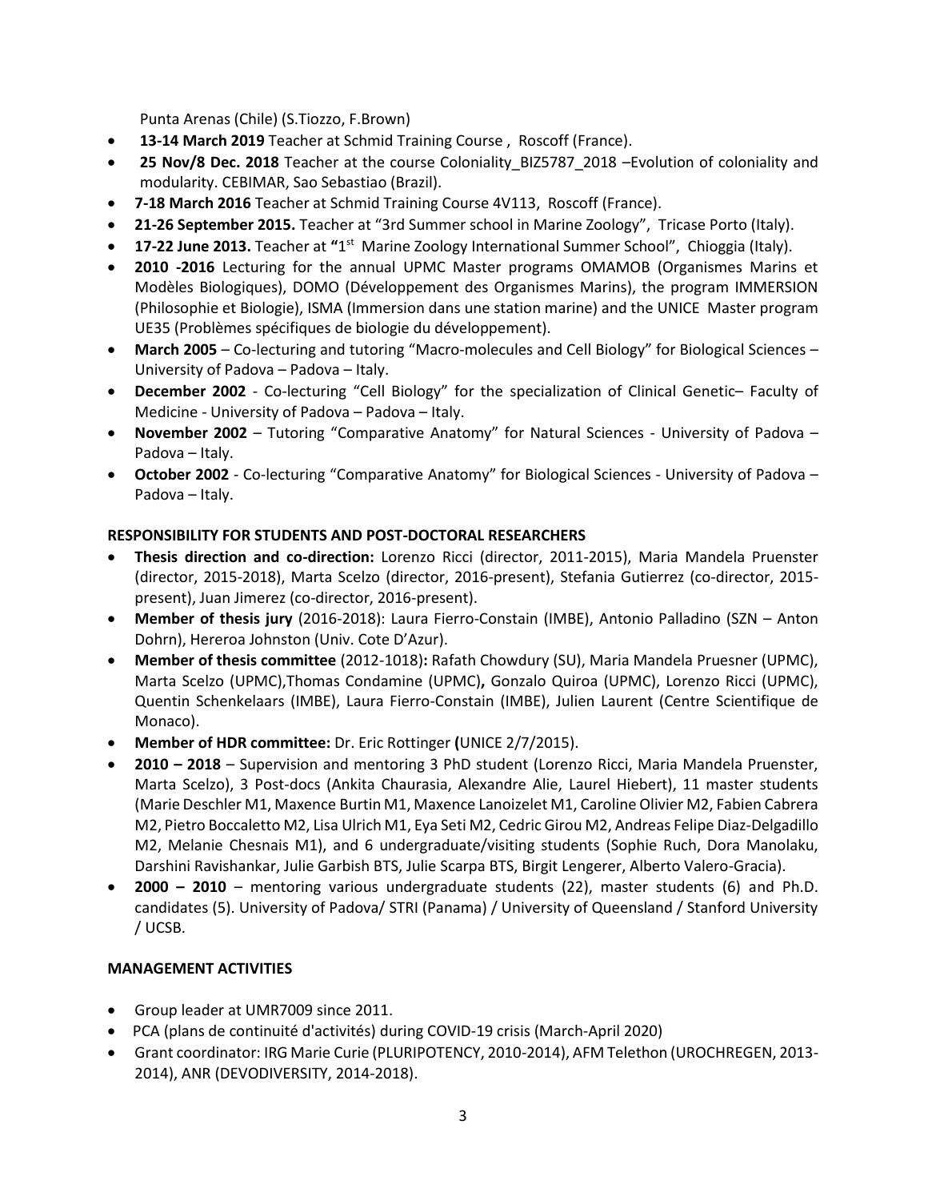Punta Arenas (Chile) (S.Tiozzo, F.Brown)

- **13-14 March 2019** Teacher at Schmid Training Course , Roscoff (France).
- **25 Nov/8 Dec. 2018** Teacher at the course Coloniality_BIZ5787_2018 –Evolution of coloniality and modularity. CEBIMAR, Sao Sebastiao (Brazil).
- **7-18 March 2016** Teacher at Schmid Training Course 4V113, Roscoff (France).
- **21-26 September 2015.** Teacher at "3rd Summer school in Marine Zoology", Tricase Porto (Italy).
- **17-22 June 2013.** Teacher at **"**1st Marine Zoology International Summer School", Chioggia (Italy).
- **2010 -2016** Lecturing for the annual UPMC Master programs OMAMOB (Organismes Marins et Modèles Biologiques), DOMO (Développement des Organismes Marins), the program IMMERSION (Philosophie et Biologie), ISMA (Immersion dans une station marine) and the UNICE Master program UE35 (Problèmes spécifiques de biologie du développement).
- **March 2005** – Co-lecturing and tutoring "Macro-molecules and Cell Biology" for Biological Sciences – University of Padova – Padova – Italy.
- **December 2002** - Co-lecturing "Cell Biology" for the specialization of Clinical Genetic– Faculty of Medicine - University of Padova – Padova – Italy.
- **November 2002** – Tutoring "Comparative Anatomy" for Natural Sciences - University of Padova – Padova – Italy.
- **October 2002** - Co-lecturing "Comparative Anatomy" for Biological Sciences - University of Padova – Padova – Italy.

**RESPONSIBILITY FOR STUDENTS AND POST-DOCTORAL RESEARCHERS**

- **Thesis direction and co-direction:** Lorenzo Ricci (director, 2011-2015), Maria Mandela Pruenster (director, 2015-2018), Marta Scelzo (director, 2016-present), Stefania Gutierrez (co-director, 2015-present), Juan Jimerez (co-director, 2016-present).
- **Member of thesis jury** (2016-2018): Laura Fierro-Constain (IMBE), Antonio Palladino (SZN – Anton Dohrn), Hereroa Johnston (Univ. Cote D'Azur).
- **Member of thesis committee** (2012-1018)**:** Rafath Chowdury (SU), Maria Mandela Pruesner (UPMC), Marta Scelzo (UPMC),Thomas Condamine (UPMC)**,** Gonzalo Quiroa (UPMC), Lorenzo Ricci (UPMC), Quentin Schenkelaars (IMBE), Laura Fierro-Constain (IMBE), Julien Laurent (Centre Scientifique de Monaco).
- **Member of HDR committee:** Dr. Eric Rottinger **(**UNICE 2/7/2015).
- **2010 – 2018** – Supervision and mentoring 3 PhD student (Lorenzo Ricci, Maria Mandela Pruenster, Marta Scelzo), 3 Post-docs (Ankita Chaurasia, Alexandre Alie, Laurel Hiebert), 11 master students (Marie Deschler M1, Maxence Burtin M1, Maxence Lanoizelet M1, Caroline Olivier M2, Fabien Cabrera M2, Pietro Boccaletto M2, Lisa Ulrich M1, Eya Seti M2, Cedric Girou M2, Andreas Felipe Diaz-Delgadillo M2, Melanie Chesnais M1), and 6 undergraduate/visiting students (Sophie Ruch, Dora Manolaku, Darshini Ravishankar, Julie Garbish BTS, Julie Scarpa BTS, Birgit Lengerer, Alberto Valero-Gracia).
- **2000 – 2010** – mentoring various undergraduate students (22), master students (6) and Ph.D. candidates (5). University of Padova/ STRI (Panama) / University of Queensland / Stanford University / UCSB.

**MANAGEMENT ACTIVITIES**

- Group leader at UMR7009 since 2011.
- PCA (plans de continuité d'activités) during COVID-19 crisis (March-April 2020)
- Grant coordinator: IRG Marie Curie (PLURIPOTENCY, 2010-2014), AFM Telethon (UROCHREGEN, 2013-2014), ANR (DEVODIVERSITY, 2014-2018).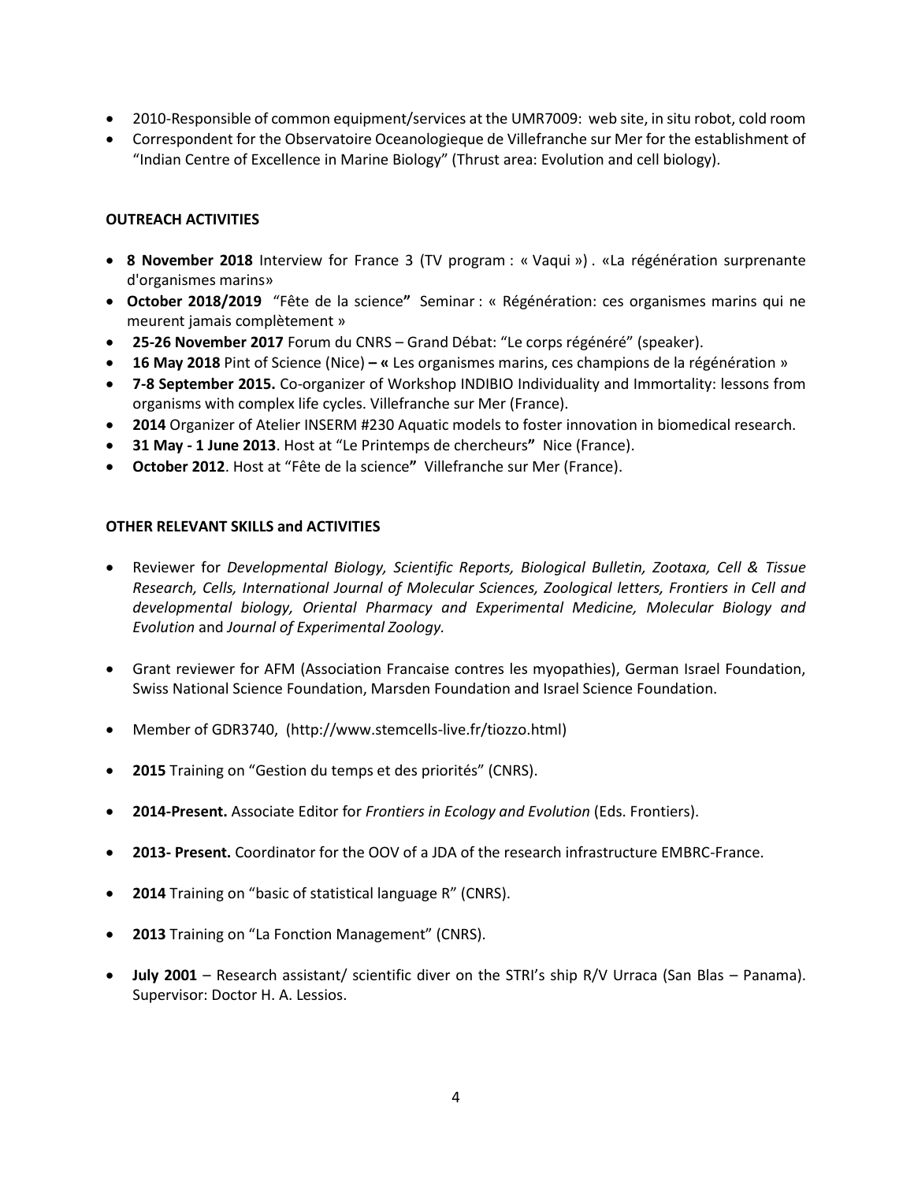- 2010-Responsible of common equipment/services at the UMR7009: web site, in situ robot, cold room
- Correspondent for the Observatoire Oceanologieque de Villefranche sur Mer for the establishment of "Indian Centre of Excellence in Marine Biology" (Thrust area: Evolution and cell biology).

**OUTREACH ACTIVITIES**

- **8 November 2018** Interview for France 3 (TV program : « Vaqui ») . «La régénération surprenante d'organismes marins»
- **October 2018/2019** "Fête de la science**"** Seminar : « Régénération: ces organismes marins qui ne meurent jamais complètement »
- **25-26 November 2017** Forum du CNRS – Grand Débat: "Le corps régénéré" (speaker).
- **16 May 2018** Pint of Science (Nice) **– «** Les organismes marins, ces champions de la régénération »
- **7-8 September 2015.** Co-organizer of Workshop INDIBIO Individuality and Immortality: lessons from organisms with complex life cycles. Villefranche sur Mer (France).
- **2014** Organizer of Atelier INSERM #230 Aquatic models to foster innovation in biomedical research.
- **31 May - 1 June 2013**. Host at "Le Printemps de chercheurs**"** Nice (France).
- **October 2012**. Host at "Fête de la science**"** Villefranche sur Mer (France).

**OTHER RELEVANT SKILLS and ACTIVITIES**

- Reviewer for *Developmental Biology, Scientific Reports, Biological Bulletin, Zootaxa, Cell & Tissue Research, Cells, International Journal of Molecular Sciences, Zoological letters, Frontiers in Cell and developmental biology, Oriental Pharmacy and Experimental Medicine, Molecular Biology and Evolution* and *Journal of Experimental Zoology.*

- Grant reviewer for AFM (Association Francaise contres les myopathies), German Israel Foundation, Swiss National Science Foundation, Marsden Foundation and Israel Science Foundation.

- Member of GDR3740, (http://www.stemcells-live.fr/tiozzo.html)

- **2015** Training on "Gestion du temps et des priorités" (CNRS).

- **2014-Present.** Associate Editor for *Frontiers in Ecology and Evolution* (Eds. Frontiers).

- **2013- Present.** Coordinator for the OOV of a JDA of the research infrastructure EMBRC-France.

- **2014** Training on "basic of statistical language R" (CNRS).

- **2013** Training on "La Fonction Management" (CNRS).

- **July 2001** – Research assistant/ scientific diver on the STRI's ship R/V Urraca (San Blas – Panama). Supervisor: Doctor H. A. Lessios.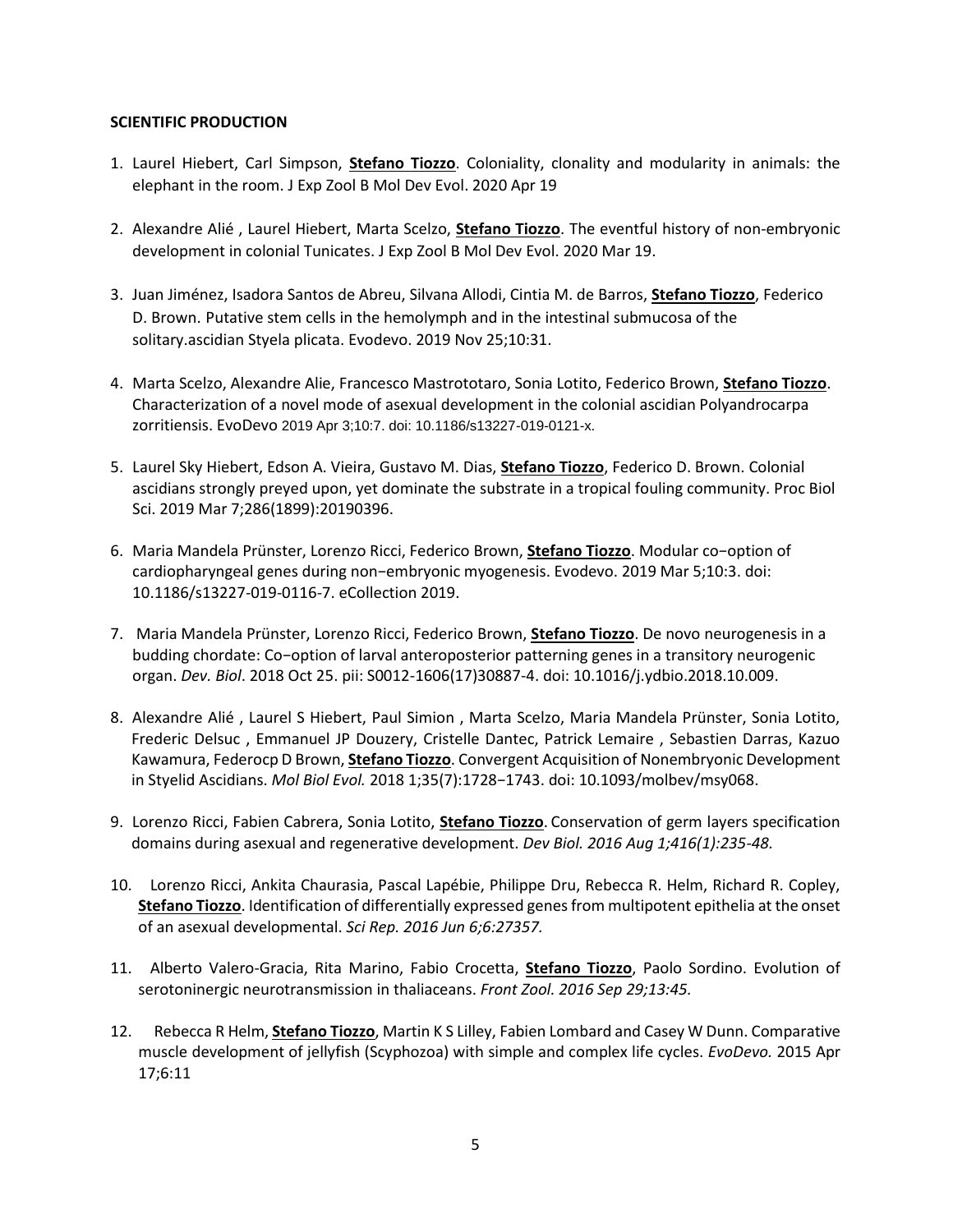**SCIENTIFIC PRODUCTION**

1. Laurel Hiebert, Carl Simpson, **Stefano Tiozzo**. Coloniality, clonality and modularity in animals: the elephant in the room. J Exp Zool B Mol Dev Evol. 2020 Apr 19

2. Alexandre Alié , Laurel Hiebert, Marta Scelzo, **Stefano Tiozzo**. The eventful history of non-embryonic development in colonial Tunicates. J Exp Zool B Mol Dev Evol. 2020 Mar 19.

3. Juan Jiménez, Isadora Santos de Abreu, Silvana Allodi, Cintia M. de Barros, **Stefano Tiozzo**, Federico D. Brown. Putative stem cells in the hemolymph and in the intestinal submucosa of the solitary.ascidian Styela plicata. Evodevo. 2019 Nov 25;10:31.

4. Marta Scelzo, Alexandre Alie, Francesco Mastrototaro, Sonia Lotito, Federico Brown, **Stefano Tiozzo**. Characterization of a novel mode of asexual development in the colonial ascidian Polyandrocarpa zorritiensis. EvoDevo 2019 Apr 3;10:7. doi: 10.1186/s13227-019-0121-x.

5. Laurel Sky Hiebert, Edson A. Vieira, Gustavo M. Dias, **Stefano Tiozzo**, Federico D. Brown. Colonial ascidians strongly preyed upon, yet dominate the substrate in a tropical fouling community. Proc Biol Sci. 2019 Mar 7;286(1899):20190396.

6. Maria Mandela Prünster, Lorenzo Ricci, Federico Brown, **Stefano Tiozzo**. Modular co−option of cardiopharyngeal genes during non−embryonic myogenesis. Evodevo. 2019 Mar 5;10:3. doi: 10.1186/s13227-019-0116-7. eCollection 2019.

7. Maria Mandela Prünster, Lorenzo Ricci, Federico Brown, **Stefano Tiozzo**. De novo neurogenesis in a budding chordate: Co−option of larval anteroposterior patterning genes in a transitory neurogenic organ. *Dev. Biol*. 2018 Oct 25. pii: S0012-1606(17)30887-4. doi: 10.1016/j.ydbio.2018.10.009.

8. Alexandre Alié , Laurel S Hiebert, Paul Simion , Marta Scelzo, Maria Mandela Prünster, Sonia Lotito, Frederic Delsuc , Emmanuel JP Douzery, Cristelle Dantec, Patrick Lemaire , Sebastien Darras, Kazuo Kawamura, Federocp D Brown, **Stefano Tiozzo**. Convergent Acquisition of Nonembryonic Development in Styelid Ascidians. *Mol Biol Evol.* 2018 1;35(7):1728−1743. doi: 10.1093/molbev/msy068.

9. Lorenzo Ricci, Fabien Cabrera, Sonia Lotito, **Stefano Tiozzo**. Conservation of germ layers specification domains during asexual and regenerative development. *Dev Biol. 2016 Aug 1;416(1):235-48.*

10. Lorenzo Ricci, Ankita Chaurasia, Pascal Lapébie, Philippe Dru, Rebecca R. Helm, Richard R. Copley, **Stefano Tiozzo**. Identification of differentially expressed genes from multipotent epithelia at the onset of an asexual developmental. *Sci Rep. 2016 Jun 6;6:27357.*

11. Alberto Valero-Gracia, Rita Marino, Fabio Crocetta, **Stefano Tiozzo**, Paolo Sordino. Evolution of serotoninergic neurotransmission in thaliaceans. *Front Zool. 2016 Sep 29;13:45.*

12. Rebecca R Helm, **Stefano Tiozzo**, Martin K S Lilley, Fabien Lombard and Casey W Dunn. Comparative muscle development of jellyfish (Scyphozoa) with simple and complex life cycles. *EvoDevo.* 2015 Apr 17;6:11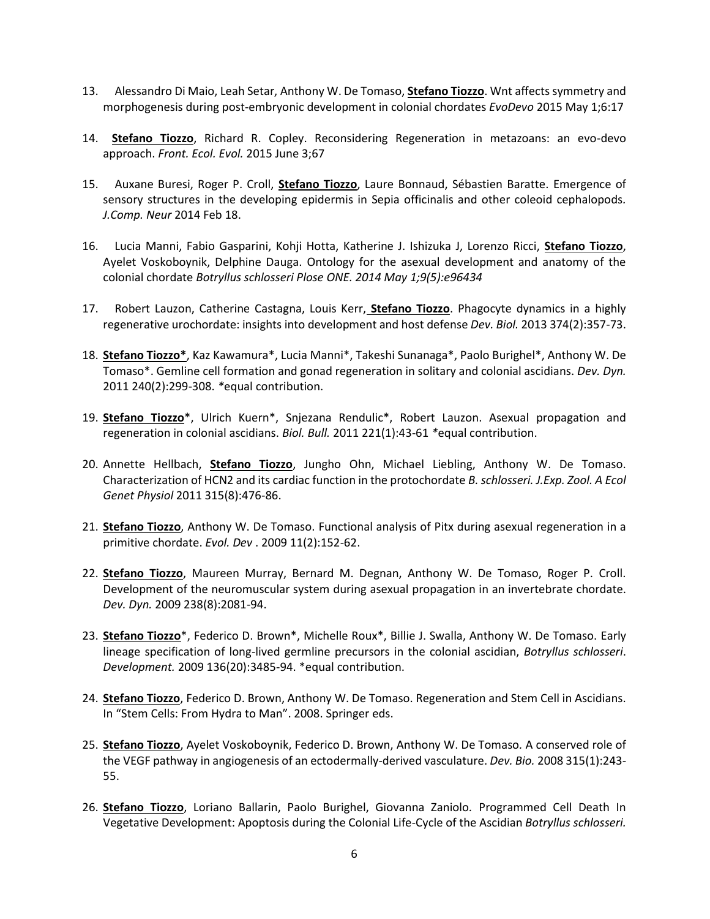13. Alessandro Di Maio, Leah Setar, Anthony W. De Tomaso, **Stefano Tiozzo**. Wnt affects symmetry and morphogenesis during post-embryonic development in colonial chordates *EvoDevo* 2015 May 1;6:17

14. **Stefano Tiozzo**, Richard R. Copley. Reconsidering Regeneration in metazoans: an evo-devo approach. *Front. Ecol. Evol.* 2015 June 3;67

15. Auxane Buresi, Roger P. Croll, **Stefano Tiozzo**, Laure Bonnaud, Sébastien Baratte. Emergence of sensory structures in the developing epidermis in Sepia officinalis and other coleoid cephalopods. *J.Comp. Neur* 2014 Feb 18.

16. Lucia Manni, Fabio Gasparini, Kohji Hotta, Katherine J. Ishizuka J, Lorenzo Ricci, **Stefano Tiozzo**, Ayelet Voskoboynik, Delphine Dauga. Ontology for the asexual development and anatomy of the colonial chordate *Botryllus schlosseri Plose ONE. 2014 May 1;9(5):e96434*

17. Robert Lauzon, Catherine Castagna, Louis Kerr, **Stefano Tiozzo**. Phagocyte dynamics in a highly regenerative urochordate: insights into development and host defense *Dev. Biol.* 2013 374(2):357-73.

18. **Stefano Tiozzo***, Kaz Kawamura*, Lucia Manni*, Takeshi Sunanaga*, Paolo Burighel*, Anthony W. De Tomaso*. Gemline cell formation and gonad regeneration in solitary and colonial ascidians. *Dev. Dyn.* 2011 240(2):299-308. *equal contribution.

19. **Stefano Tiozzo***, Ulrich Kuern*, Snjezana Rendulic*, Robert Lauzon. Asexual propagation and regeneration in colonial ascidians. *Biol. Bull.* 2011 221(1):43-61 *equal contribution.

20. Annette Hellbach, **Stefano Tiozzo**, Jungho Ohn, Michael Liebling, Anthony W. De Tomaso. Characterization of HCN2 and its cardiac function in the protochordate *B. schlosseri. J.Exp. Zool. A Ecol Genet Physiol* 2011 315(8):476-86.

21. **Stefano Tiozzo**, Anthony W. De Tomaso. Functional analysis of Pitx during asexual regeneration in a primitive chordate. *Evol. Dev* . 2009 11(2):152-62.

22. **Stefano Tiozzo**, Maureen Murray, Bernard M. Degnan, Anthony W. De Tomaso, Roger P. Croll. Development of the neuromuscular system during asexual propagation in an invertebrate chordate. *Dev. Dyn.* 2009 238(8):2081-94.

23. **Stefano Tiozzo***, Federico D. Brown*, Michelle Roux*, Billie J. Swalla, Anthony W. De Tomaso. Early lineage specification of long-lived germline precursors in the colonial ascidian, *Botryllus schlosseri*. *Development.* 2009 136(20):3485-94. *equal contribution.

24. **Stefano Tiozzo**, Federico D. Brown, Anthony W. De Tomaso. Regeneration and Stem Cell in Ascidians. In "Stem Cells: From Hydra to Man". 2008. Springer eds.

25. **Stefano Tiozzo**, Ayelet Voskoboynik, Federico D. Brown, Anthony W. De Tomaso. A conserved role of the VEGF pathway in angiogenesis of an ectodermally-derived vasculature. *Dev. Bio.* 2008 315(1):243-55.

26. **Stefano Tiozzo**, Loriano Ballarin, Paolo Burighel, Giovanna Zaniolo. Programmed Cell Death In Vegetative Development: Apoptosis during the Colonial Life-Cycle of the Ascidian *Botryllus schlosseri.*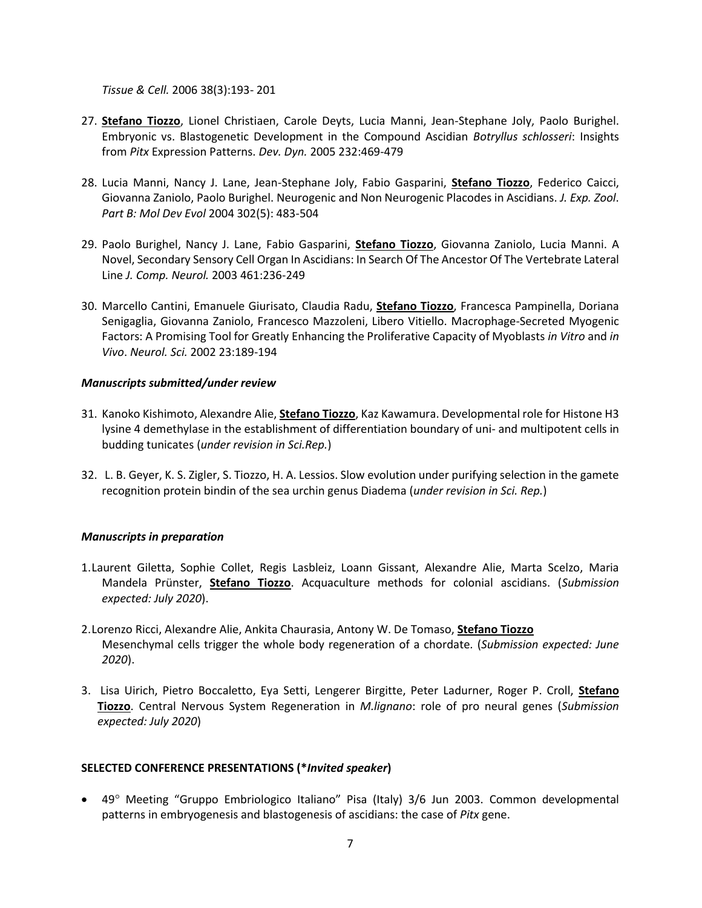*Tissue & Cell.* 2006 38(3):193- 201

27. **Stefano Tiozzo**, Lionel Christiaen, Carole Deyts, Lucia Manni, Jean-Stephane Joly, Paolo Burighel. Embryonic vs. Blastogenetic Development in the Compound Ascidian *Botryllus schlosseri*: Insights from *Pitx* Expression Patterns. *Dev. Dyn.* 2005 232:469-479

28. Lucia Manni, Nancy J. Lane, Jean-Stephane Joly, Fabio Gasparini, **Stefano Tiozzo**, Federico Caicci, Giovanna Zaniolo, Paolo Burighel. Neurogenic and Non Neurogenic Placodes in Ascidians. *J. Exp. Zool*. *Part B: Mol Dev Evol* 2004 302(5): 483-504

29. Paolo Burighel, Nancy J. Lane, Fabio Gasparini, **Stefano Tiozzo**, Giovanna Zaniolo, Lucia Manni. A Novel, Secondary Sensory Cell Organ In Ascidians: In Search Of The Ancestor Of The Vertebrate Lateral Line *J. Comp. Neurol.* 2003 461:236-249

30. Marcello Cantini, Emanuele Giurisato, Claudia Radu, **Stefano Tiozzo**, Francesca Pampinella, Doriana Senigaglia, Giovanna Zaniolo, Francesco Mazzoleni, Libero Vitiello. Macrophage-Secreted Myogenic Factors: A Promising Tool for Greatly Enhancing the Proliferative Capacity of Myoblasts *in Vitro* and *in Vivo*. *Neurol. Sci.* 2002 23:189-194

### *Manuscripts submitted/under review*

31. Kanoko Kishimoto, Alexandre Alie, **Stefano Tiozzo**, Kaz Kawamura. Developmental role for Histone H3 lysine 4 demethylase in the establishment of differentiation boundary of uni- and multipotent cells in budding tunicates (*under revision in Sci.Rep.*)

32. L. B. Geyer, K. S. Zigler, S. Tiozzo, H. A. Lessios. Slow evolution under purifying selection in the gamete recognition protein bindin of the sea urchin genus Diadema (*under revision in Sci. Rep.*)

### *Manuscripts in preparation*

1. Laurent Giletta, Sophie Collet, Regis Lasbleiz, Loann Gissant, Alexandre Alie, Marta Scelzo, Maria Mandela Prünster, **Stefano Tiozzo**. Acquaculture methods for colonial ascidians. (*Submission expected: July 2020*).

2. Lorenzo Ricci, Alexandre Alie, Ankita Chaurasia, Antony W. De Tomaso, **Stefano Tiozzo**
Mesenchymal cells trigger the whole body regeneration of a chordate. (*Submission expected: June 2020*).

3. Lisa Uirich, Pietro Boccaletto, Eya Setti, Lengerer Birgitte, Peter Ladurner, Roger P. Croll, **Stefano Tiozzo**. Central Nervous System Regeneration in *M.lignano*: role of pro neural genes (*Submission expected: July 2020*)

### SELECTED CONFERENCE PRESENTATIONS (\**Invited speaker*)

- 49° Meeting "Gruppo Embriologico Italiano" Pisa (Italy) 3/6 Jun 2003. Common developmental patterns in embryogenesis and blastogenesis of ascidians: the case of *Pitx* gene.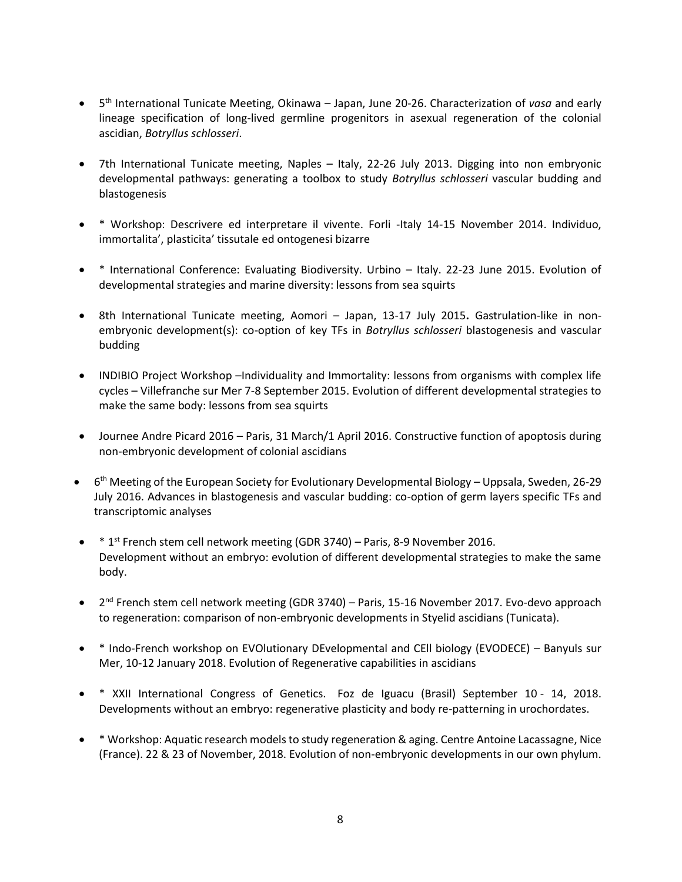- 5th International Tunicate Meeting, Okinawa – Japan, June 20-26. Characterization of *vasa* and early lineage specification of long-lived germline progenitors in asexual regeneration of the colonial ascidian, *Botryllus schlosseri*.

- 7th International Tunicate meeting, Naples – Italy, 22-26 July 2013. Digging into non embryonic developmental pathways: generating a toolbox to study *Botryllus schlosseri* vascular budding and blastogenesis

- * Workshop: Descrivere ed interpretare il vivente. Forli -Italy 14-15 November 2014. Individuo, immortalita', plasticita' tissutale ed ontogenesi bizarre

- * International Conference: Evaluating Biodiversity. Urbino – Italy. 22-23 June 2015. Evolution of developmental strategies and marine diversity: lessons from sea squirts

- 8th International Tunicate meeting, Aomori – Japan, 13-17 July 2015**.** Gastrulation-like in non-embryonic development(s): co-option of key TFs in *Botryllus schlosseri* blastogenesis and vascular budding

- INDIBIO Project Workshop –Individuality and Immortality: lessons from organisms with complex life cycles – Villefranche sur Mer 7-8 September 2015. Evolution of different developmental strategies to make the same body: lessons from sea squirts

- Journee Andre Picard 2016 – Paris, 31 March/1 April 2016. Constructive function of apoptosis during non-embryonic development of colonial ascidians

- 6th Meeting of the European Society for Evolutionary Developmental Biology – Uppsala, Sweden, 26-29 July 2016. Advances in blastogenesis and vascular budding: co-option of germ layers specific TFs and transcriptomic analyses

- * 1st French stem cell network meeting (GDR 3740) – Paris, 8-9 November 2016.
  Development without an embryo: evolution of different developmental strategies to make the same body.

- 2nd French stem cell network meeting (GDR 3740) – Paris, 15-16 November 2017. Evo-devo approach to regeneration: comparison of non-embryonic developments in Styelid ascidians (Tunicata).

- * Indo-French workshop on EVOlutionary DEvelopmental and CEll biology (EVODECE) – Banyuls sur Mer, 10-12 January 2018. Evolution of Regenerative capabilities in ascidians

- * XXII International Congress of Genetics. Foz de Iguacu (Brasil) September 10 - 14, 2018. Developments without an embryo: regenerative plasticity and body re-patterning in urochordates.

- * Workshop: Aquatic research models to study regeneration & aging. Centre Antoine Lacassagne, Nice (France). 22 & 23 of November, 2018. Evolution of non-embryonic developments in our own phylum.